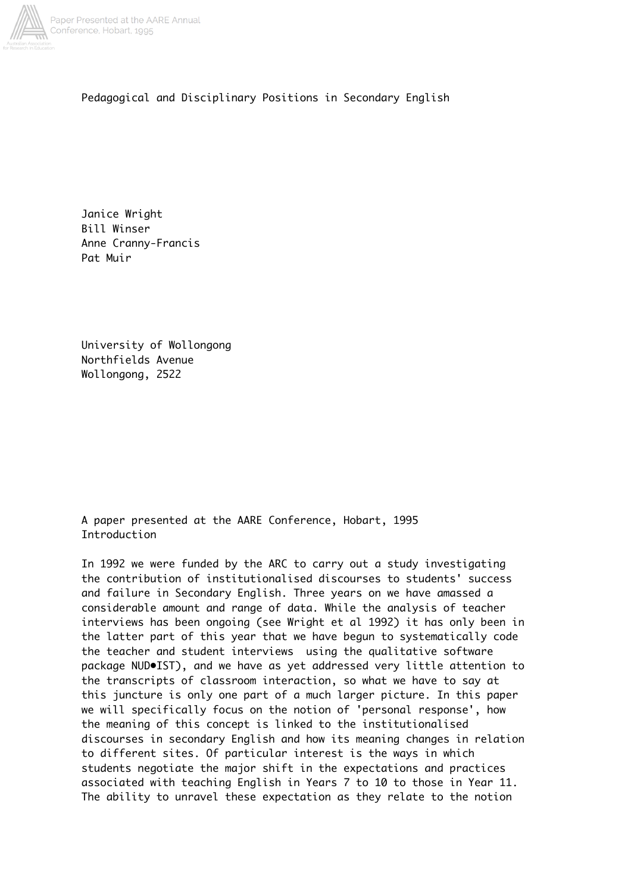# Pedagogical and Disciplinary Positions in Secondary English

Janice Wright
Bill Winser
Anne Cranny-Francis
Pat Muir

University of Wollongong
Northfields Avenue
Wollongong, 2522

A paper presented at the AARE Conference, Hobart, 1995

## Introduction

In 1992 we were funded by the ARC to carry out a study investigating the contribution of institutionalised discourses to students' success and failure in Secondary English. Three years on we have amassed a considerable amount and range of data. While the analysis of teacher interviews has been ongoing (see Wright et al 1992) it has only been in the latter part of this year that we have begun to systematically code the teacher and student interviews using the qualitative software package NUD•IST), and we have as yet addressed very little attention to the transcripts of classroom interaction, so what we have to say at this juncture is only one part of a much larger picture. In this paper we will specifically focus on the notion of 'personal response', how the meaning of this concept is linked to the institutionalised discourses in secondary English and how its meaning changes in relation to different sites. Of particular interest is the ways in which students negotiate the major shift in the expectations and practices associated with teaching English in Years 7 to 10 to those in Year 11. The ability to unravel these expectation as they relate to the notion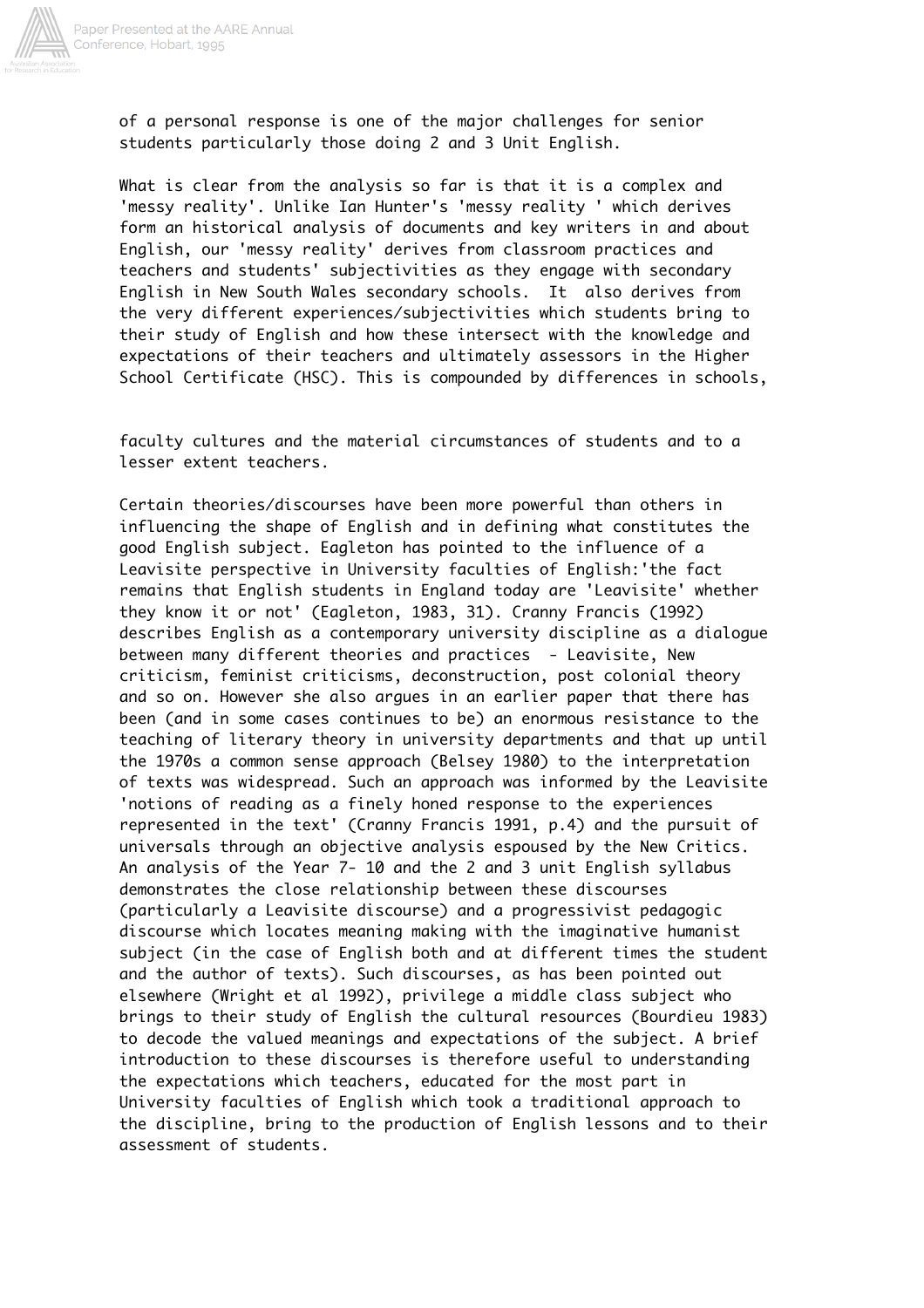of a personal response is one of the major challenges for senior students particularly those doing 2 and 3 Unit English.

What is clear from the analysis so far is that it is a complex and 'messy reality'. Unlike Ian Hunter's 'messy reality ' which derives form an historical analysis of documents and key writers in and about English, our 'messy reality' derives from classroom practices and teachers and students' subjectivities as they engage with secondary English in New South Wales secondary schools. It also derives from the very different experiences/subjectivities which students bring to their study of English and how these intersect with the knowledge and expectations of their teachers and ultimately assessors in the Higher School Certificate (HSC). This is compounded by differences in schools, faculty cultures and the material circumstances of students and to a lesser extent teachers.

Certain theories/discourses have been more powerful than others in influencing the shape of English and in defining what constitutes the good English subject. Eagleton has pointed to the influence of a Leavisite perspective in University faculties of English:'the fact remains that English students in England today are 'Leavisite' whether they know it or not' (Eagleton, 1983, 31). Cranny Francis (1992) describes English as a contemporary university discipline as a dialogue between many different theories and practices - Leavisite, New criticism, feminist criticisms, deconstruction, post colonial theory and so on. However she also argues in an earlier paper that there has been (and in some cases continues to be) an enormous resistance to the teaching of literary theory in university departments and that up until the 1970s a common sense approach (Belsey 1980) to the interpretation of texts was widespread. Such an approach was informed by the Leavisite 'notions of reading as a finely honed response to the experiences represented in the text' (Cranny Francis 1991, p.4) and the pursuit of universals through an objective analysis espoused by the New Critics. An analysis of the Year 7- 10 and the 2 and 3 unit English syllabus demonstrates the close relationship between these discourses (particularly a Leavisite discourse) and a progressivist pedagogic discourse which locates meaning making with the imaginative humanist subject (in the case of English both and at different times the student and the author of texts). Such discourses, as has been pointed out elsewhere (Wright et al 1992), privilege a middle class subject who brings to their study of English the cultural resources (Bourdieu 1983) to decode the valued meanings and expectations of the subject. A brief introduction to these discourses is therefore useful to understanding the expectations which teachers, educated for the most part in University faculties of English which took a traditional approach to the discipline, bring to the production of English lessons and to their assessment of students.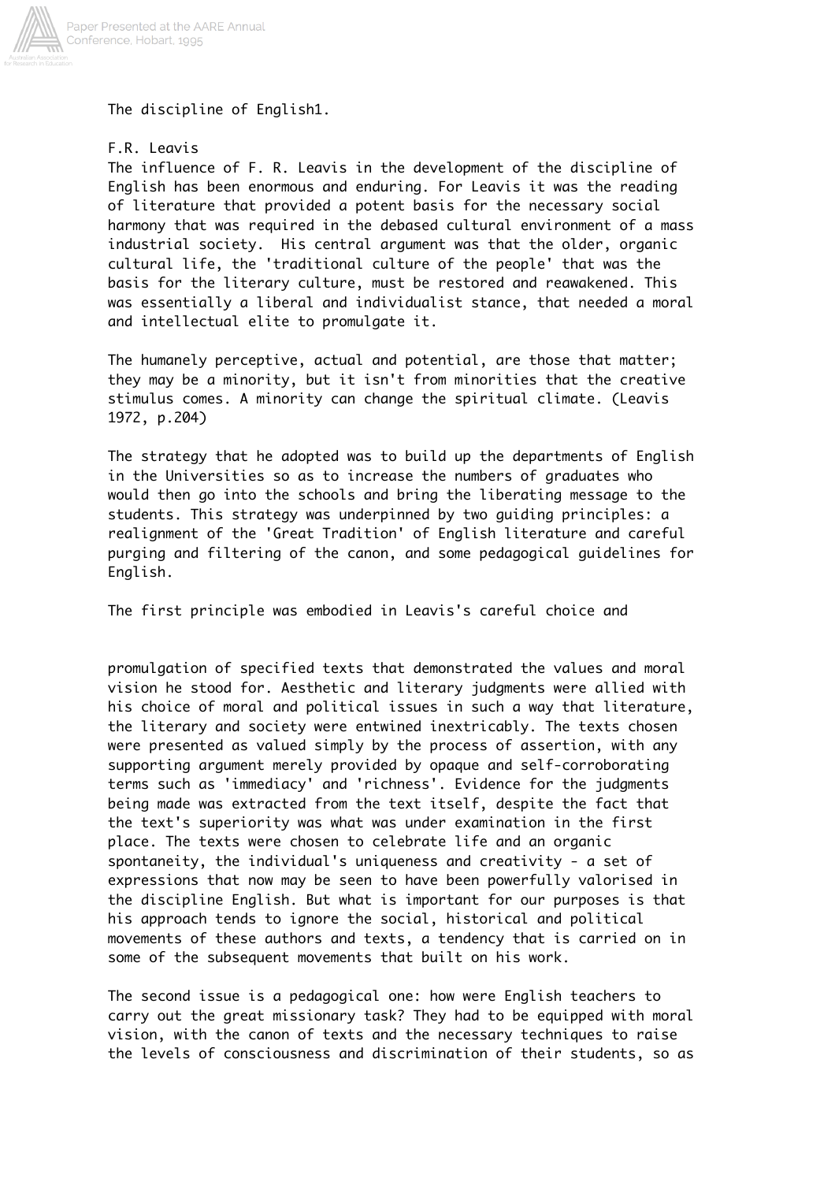The discipline of English[1].

F.R. Leavis

The influence of F. R. Leavis in the development of the discipline of English has been enormous and enduring. For Leavis it was the reading of literature that provided a potent basis for the necessary social harmony that was required in the debased cultural environment of a mass industrial society. His central argument was that the older, organic cultural life, the 'traditional culture of the people' that was the basis for the literary culture, must be restored and reawakened. This was essentially a liberal and individualist stance, that needed a moral and intellectual elite to promulgate it.

The humanely perceptive, actual and potential, are those that matter; they may be a minority, but it isn't from minorities that the creative stimulus comes. A minority can change the spiritual climate. (Leavis 1972, p.204)

The strategy that he adopted was to build up the departments of English in the Universities so as to increase the numbers of graduates who would then go into the schools and bring the liberating message to the students. This strategy was underpinned by two guiding principles: a realignment of the 'Great Tradition' of English literature and careful purging and filtering of the canon, and some pedagogical guidelines for English.

The first principle was embodied in Leavis's careful choice and promulgation of specified texts that demonstrated the values and moral vision he stood for. Aesthetic and literary judgments were allied with his choice of moral and political issues in such a way that literature, the literary and society were entwined inextricably. The texts chosen were presented as valued simply by the process of assertion, with any supporting argument merely provided by opaque and self-corroborating terms such as 'immediacy' and 'richness'. Evidence for the judgments being made was extracted from the text itself, despite the fact that the text's superiority was what was under examination in the first place. The texts were chosen to celebrate life and an organic spontaneity, the individual's uniqueness and creativity - a set of expressions that now may be seen to have been powerfully valorised in the discipline English. But what is important for our purposes is that his approach tends to ignore the social, historical and political movements of these authors and texts, a tendency that is carried on in some of the subsequent movements that built on his work.

The second issue is a pedagogical one: how were English teachers to carry out the great missionary task? They had to be equipped with moral vision, with the canon of texts and the necessary techniques to raise the levels of consciousness and discrimination of their students, so as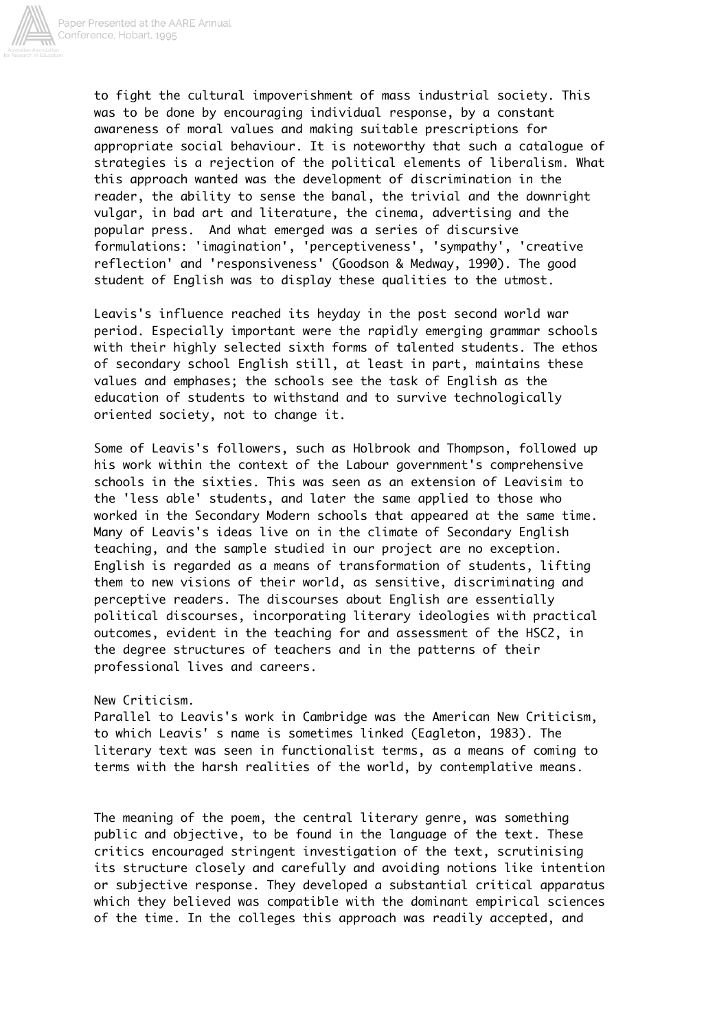to fight the cultural impoverishment of mass industrial society. This was to be done by encouraging individual response, by a constant awareness of moral values and making suitable prescriptions for appropriate social behaviour. It is noteworthy that such a catalogue of strategies is a rejection of the political elements of liberalism. What this approach wanted was the development of discrimination in the reader, the ability to sense the banal, the trivial and the downright vulgar, in bad art and literature, the cinema, advertising and the popular press. And what emerged was a series of discursive formulations: 'imagination', 'perceptiveness', 'sympathy', 'creative reflection' and 'responsiveness' (Goodson & Medway, 1990). The good student of English was to display these qualities to the utmost.

Leavis's influence reached its heyday in the post second world war period. Especially important were the rapidly emerging grammar schools with their highly selected sixth forms of talented students. The ethos of secondary school English still, at least in part, maintains these values and emphases; the schools see the task of English as the education of students to withstand and to survive technologically oriented society, not to change it.

Some of Leavis's followers, such as Holbrook and Thompson, followed up his work within the context of the Labour government's comprehensive schools in the sixties. This was seen as an extension of Leavisim to the 'less able' students, and later the same applied to those who worked in the Secondary Modern schools that appeared at the same time. Many of Leavis's ideas live on in the climate of Secondary English teaching, and the sample studied in our project are no exception. English is regarded as a means of transformation of students, lifting them to new visions of their world, as sensitive, discriminating and perceptive readers. The discourses about English are essentially political discourses, incorporating literary ideologies with practical outcomes, evident in the teaching for and assessment of the HSC2, in the degree structures of teachers and in the patterns of their professional lives and careers.

New Criticism.

Parallel to Leavis's work in Cambridge was the American New Criticism, to which Leavis' s name is sometimes linked (Eagleton, 1983). The literary text was seen in functionalist terms, as a means of coming to terms with the harsh realities of the world, by contemplative means.

The meaning of the poem, the central literary genre, was something public and objective, to be found in the language of the text. These critics encouraged stringent investigation of the text, scrutinising its structure closely and carefully and avoiding notions like intention or subjective response. They developed a substantial critical apparatus which they believed was compatible with the dominant empirical sciences of the time. In the colleges this approach was readily accepted, and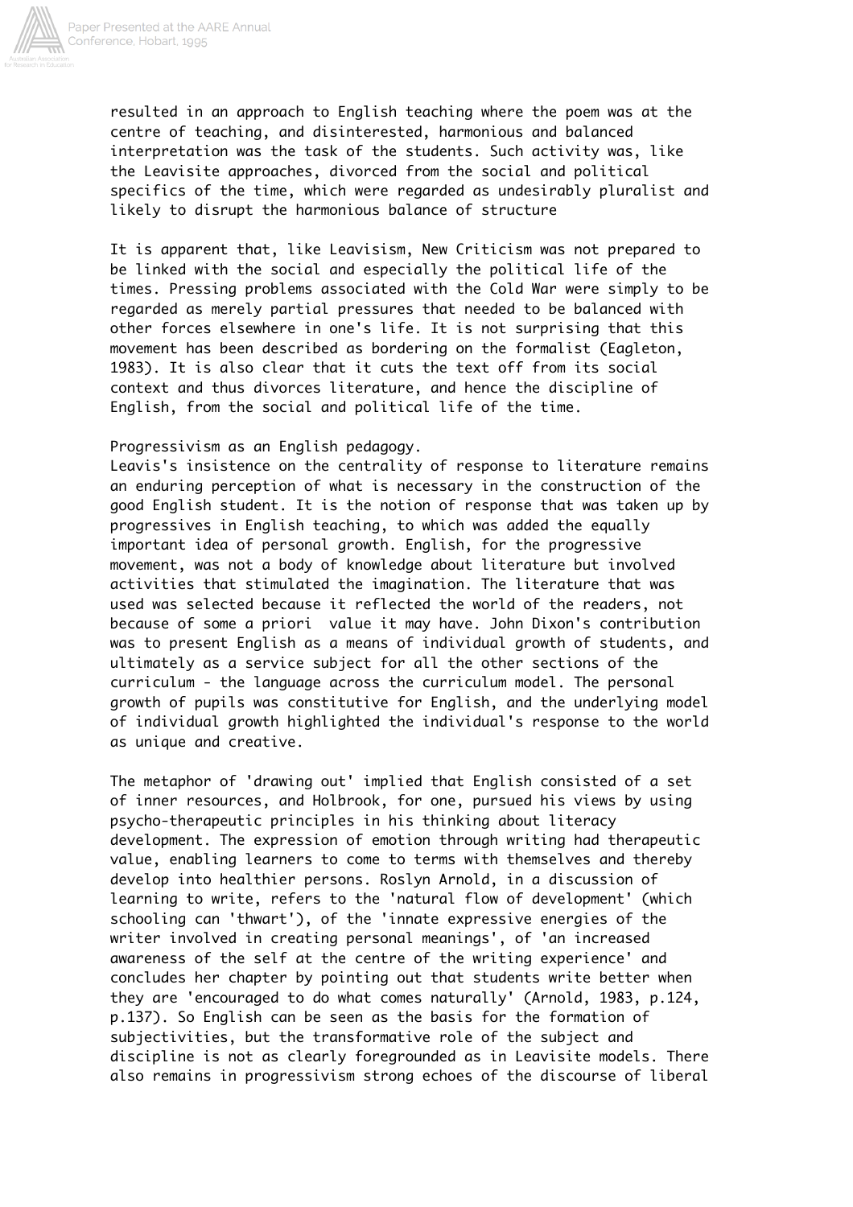resulted in an approach to English teaching where the poem was at the centre of teaching, and disinterested, harmonious and balanced interpretation was the task of the students. Such activity was, like the Leavisite approaches, divorced from the social and political specifics of the time, which were regarded as undesirably pluralist and likely to disrupt the harmonious balance of structure

It is apparent that, like Leavisism, New Criticism was not prepared to be linked with the social and especially the political life of the times. Pressing problems associated with the Cold War were simply to be regarded as merely partial pressures that needed to be balanced with other forces elsewhere in one's life. It is not surprising that this movement has been described as bordering on the formalist (Eagleton, 1983). It is also clear that it cuts the text off from its social context and thus divorces literature, and hence the discipline of English, from the social and political life of the time.

Progressivism as an English pedagogy.

Leavis's insistence on the centrality of response to literature remains an enduring perception of what is necessary in the construction of the good English student. It is the notion of response that was taken up by progressives in English teaching, to which was added the equally important idea of personal growth. English, for the progressive movement, was not a body of knowledge about literature but involved activities that stimulated the imagination. The literature that was used was selected because it reflected the world of the readers, not because of some a priori value it may have. John Dixon's contribution was to present English as a means of individual growth of students, and ultimately as a service subject for all the other sections of the curriculum - the language across the curriculum model. The personal growth of pupils was constitutive for English, and the underlying model of individual growth highlighted the individual's response to the world as unique and creative.

The metaphor of 'drawing out' implied that English consisted of a set of inner resources, and Holbrook, for one, pursued his views by using psycho-therapeutic principles in his thinking about literacy development. The expression of emotion through writing had therapeutic value, enabling learners to come to terms with themselves and thereby develop into healthier persons. Roslyn Arnold, in a discussion of learning to write, refers to the 'natural flow of development' (which schooling can 'thwart'), of the 'innate expressive energies of the writer involved in creating personal meanings', of 'an increased awareness of the self at the centre of the writing experience' and concludes her chapter by pointing out that students write better when they are 'encouraged to do what comes naturally' (Arnold, 1983, p.124, p.137). So English can be seen as the basis for the formation of subjectivities, but the transformative role of the subject and discipline is not as clearly foregrounded as in Leavisite models. There also remains in progressivism strong echoes of the discourse of liberal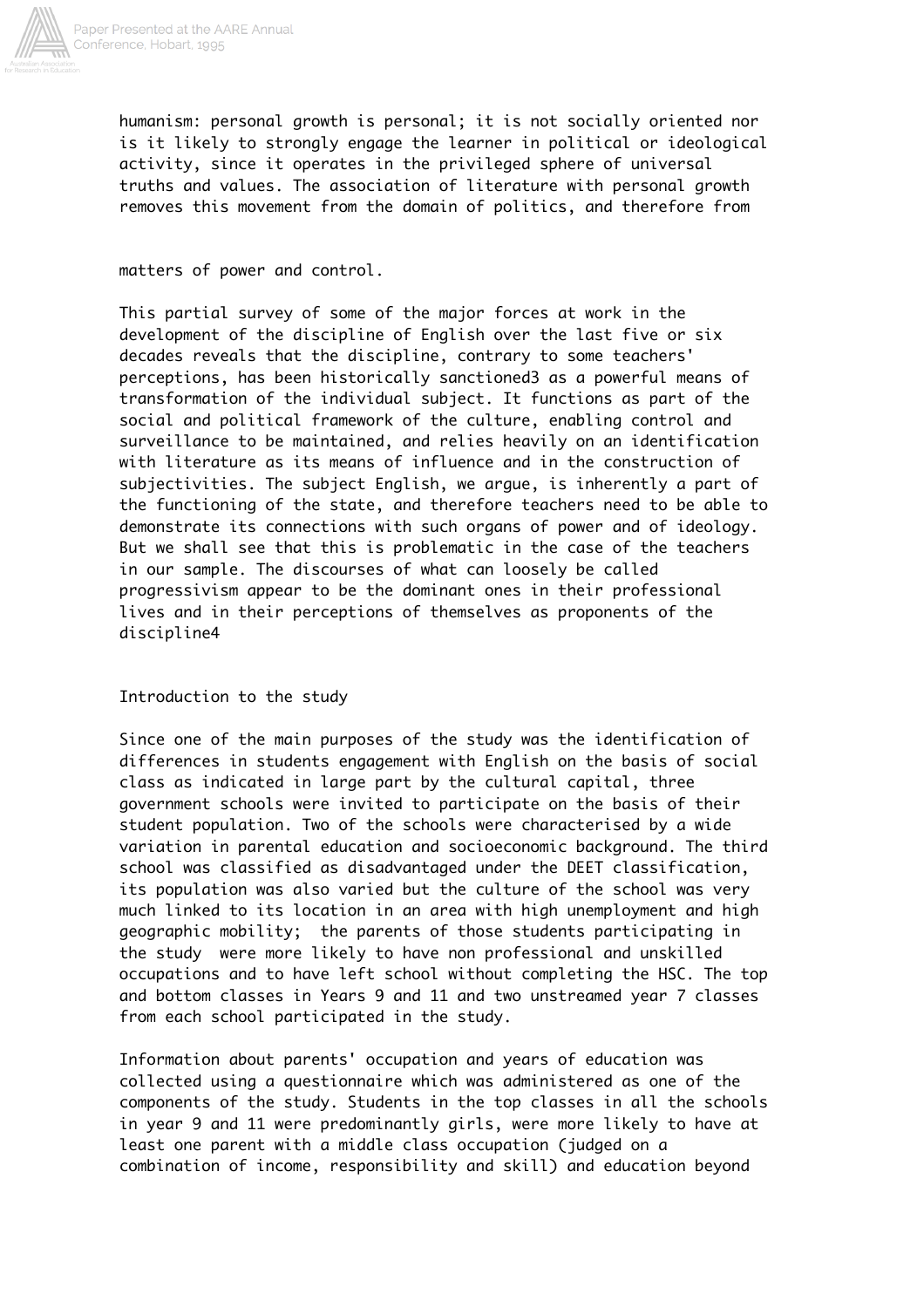humanism: personal growth is personal; it is not socially oriented nor is it likely to strongly engage the learner in political or ideological activity, since it operates in the privileged sphere of universal truths and values. The association of literature with personal growth removes this movement from the domain of politics, and therefore from matters of power and control.

This partial survey of some of the major forces at work in the development of the discipline of English over the last five or six decades reveals that the discipline, contrary to some teachers' perceptions, has been historically sanctioned[3] as a powerful means of transformation of the individual subject. It functions as part of the social and political framework of the culture, enabling control and surveillance to be maintained, and relies heavily on an identification with literature as its means of influence and in the construction of subjectivities. The subject English, we argue, is inherently a part of the functioning of the state, and therefore teachers need to be able to demonstrate its connections with such organs of power and of ideology. But we shall see that this is problematic in the case of the teachers in our sample. The discourses of what can loosely be called progressivism appear to be the dominant ones in their professional lives and in their perceptions of themselves as proponents of the discipline[4]

## Introduction to the study

Since one of the main purposes of the study was the identification of differences in students engagement with English on the basis of social class as indicated in large part by the cultural capital, three government schools were invited to participate on the basis of their student population. Two of the schools were characterised by a wide variation in parental education and socioeconomic background. The third school was classified as disadvantaged under the DEET classification, its population was also varied but the culture of the school was very much linked to its location in an area with high unemployment and high geographic mobility; the parents of those students participating in the study were more likely to have non professional and unskilled occupations and to have left school without completing the HSC. The top and bottom classes in Years 9 and 11 and two unstreamed year 7 classes from each school participated in the study.

Information about parents' occupation and years of education was collected using a questionnaire which was administered as one of the components of the study. Students in the top classes in all the schools in year 9 and 11 were predominantly girls, were more likely to have at least one parent with a middle class occupation (judged on a combination of income, responsibility and skill) and education beyond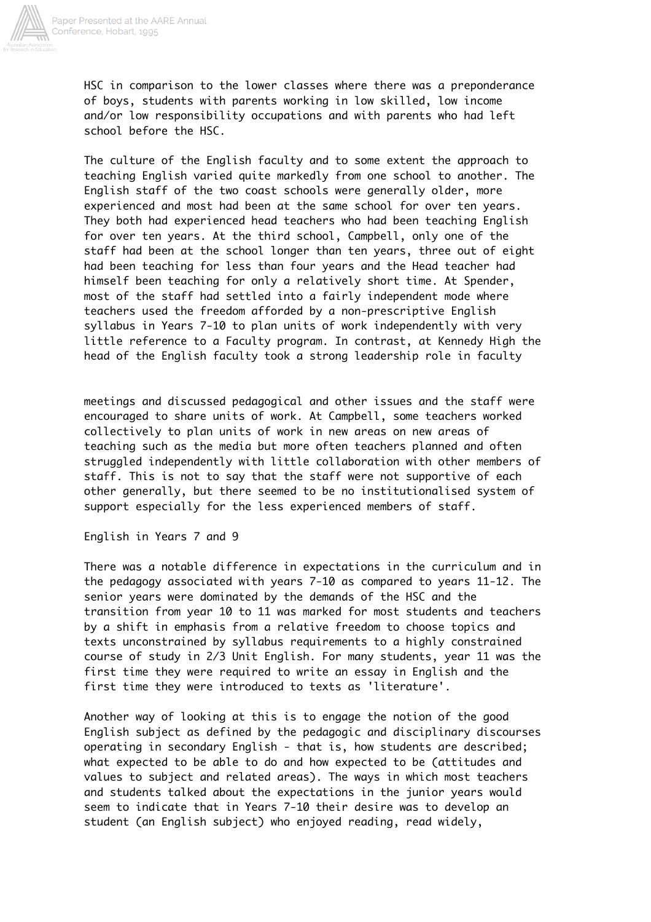HSC in comparison to the lower classes where there was a preponderance of boys, students with parents working in low skilled, low income and/or low responsibility occupations and with parents who had left school before the HSC.

The culture of the English faculty and to some extent the approach to teaching English varied quite markedly from one school to another. The English staff of the two coast schools were generally older, more experienced and most had been at the same school for over ten years. They both had experienced head teachers who had been teaching English for over ten years. At the third school, Campbell, only one of the staff had been at the school longer than ten years, three out of eight had been teaching for less than four years and the Head teacher had himself been teaching for only a relatively short time. At Spender, most of the staff had settled into a fairly independent mode where teachers used the freedom afforded by a non-prescriptive English syllabus in Years 7-10 to plan units of work independently with very little reference to a Faculty program. In contrast, at Kennedy High the head of the English faculty took a strong leadership role in faculty meetings and discussed pedagogical and other issues and the staff were encouraged to share units of work. At Campbell, some teachers worked collectively to plan units of work in new areas on new areas of teaching such as the media but more often teachers planned and often struggled independently with little collaboration with other members of staff. This is not to say that the staff were not supportive of each other generally, but there seemed to be no institutionalised system of support especially for the less experienced members of staff.

## English in Years 7 and 9

There was a notable difference in expectations in the curriculum and in the pedagogy associated with years 7-10 as compared to years 11-12. The senior years were dominated by the demands of the HSC and the transition from year 10 to 11 was marked for most students and teachers by a shift in emphasis from a relative freedom to choose topics and texts unconstrained by syllabus requirements to a highly constrained course of study in 2/3 Unit English. For many students, year 11 was the first time they were required to write an essay in English and the first time they were introduced to texts as 'literature'.

Another way of looking at this is to engage the notion of the good English subject as defined by the pedagogic and disciplinary discourses operating in secondary English - that is, how students are described; what expected to be able to do and how expected to be (attitudes and values to subject and related areas). The ways in which most teachers and students talked about the expectations in the junior years would seem to indicate that in Years 7-10 their desire was to develop an student (an English subject) who enjoyed reading, read widely,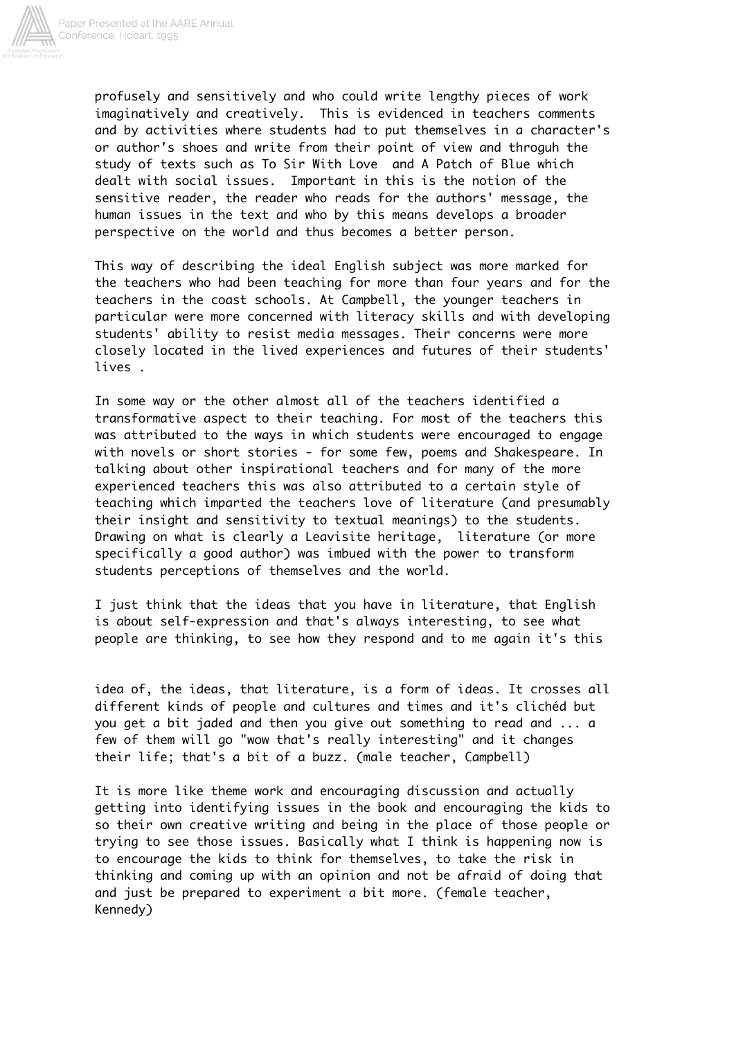profusely and sensitively and who could write lengthy pieces of work imaginatively and creatively. This is evidenced in teachers comments and by activities where students had to put themselves in a character's or author's shoes and write from their point of view and throguh the study of texts such as To Sir With Love and A Patch of Blue which dealt with social issues. Important in this is the notion of the sensitive reader, the reader who reads for the authors' message, the human issues in the text and who by this means develops a broader perspective on the world and thus becomes a better person.

This way of describing the ideal English subject was more marked for the teachers who had been teaching for more than four years and for the teachers in the coast schools. At Campbell, the younger teachers in particular were more concerned with literacy skills and with developing students' ability to resist media messages. Their concerns were more closely located in the lived experiences and futures of their students' lives .

In some way or the other almost all of the teachers identified a transformative aspect to their teaching. For most of the teachers this was attributed to the ways in which students were encouraged to engage with novels or short stories - for some few, poems and Shakespeare. In talking about other inspirational teachers and for many of the more experienced teachers this was also attributed to a certain style of teaching which imparted the teachers love of literature (and presumably their insight and sensitivity to textual meanings) to the students. Drawing on what is clearly a Leavisite heritage, literature (or more specifically a good author) was imbued with the power to transform students perceptions of themselves and the world.

I just think that the ideas that you have in literature, that English is about self-expression and that's always interesting, to see what people are thinking, to see how they respond and to me again it's this idea of, the ideas, that literature, is a form of ideas. It crosses all different kinds of people and cultures and times and it's clichéd but you get a bit jaded and then you give out something to read and ... a few of them will go "wow that's really interesting" and it changes their life; that's a bit of a buzz. (male teacher, Campbell)

It is more like theme work and encouraging discussion and actually getting into identifying issues in the book and encouraging the kids to so their own creative writing and being in the place of those people or trying to see those issues. Basically what I think is happening now is to encourage the kids to think for themselves, to take the risk in thinking and coming up with an opinion and not be afraid of doing that and just be prepared to experiment a bit more. (female teacher, Kennedy)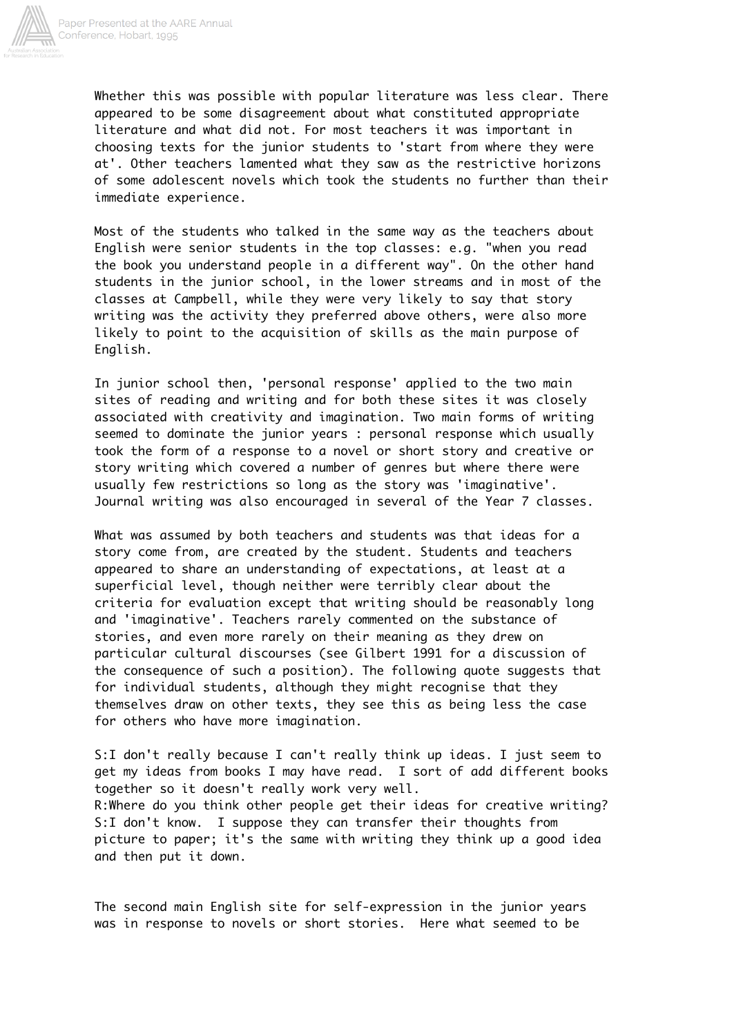Whether this was possible with popular literature was less clear. There appeared to be some disagreement about what constituted appropriate literature and what did not. For most teachers it was important in choosing texts for the junior students to 'start from where they were at'. Other teachers lamented what they saw as the restrictive horizons of some adolescent novels which took the students no further than their immediate experience.

Most of the students who talked in the same way as the teachers about English were senior students in the top classes: e.g. "when you read the book you understand people in a different way". On the other hand students in the junior school, in the lower streams and in most of the classes at Campbell, while they were very likely to say that story writing was the activity they preferred above others, were also more likely to point to the acquisition of skills as the main purpose of English.

In junior school then, 'personal response' applied to the two main sites of reading and writing and for both these sites it was closely associated with creativity and imagination. Two main forms of writing seemed to dominate the junior years : personal response which usually took the form of a response to a novel or short story and creative or story writing which covered a number of genres but where there were usually few restrictions so long as the story was 'imaginative'. Journal writing was also encouraged in several of the Year 7 classes.

What was assumed by both teachers and students was that ideas for a story come from, are created by the student. Students and teachers appeared to share an understanding of expectations, at least at a superficial level, though neither were terribly clear about the criteria for evaluation except that writing should be reasonably long and 'imaginative'. Teachers rarely commented on the substance of stories, and even more rarely on their meaning as they drew on particular cultural discourses (see Gilbert 1991 for a discussion of the consequence of such a position). The following quote suggests that for individual students, although they might recognise that they themselves draw on other texts, they see this as being less the case for others who have more imagination.

S:I don't really because I can't really think up ideas. I just seem to get my ideas from books I may have read. I sort of add different books together so it doesn't really work very well.
R:Where do you think other people get their ideas for creative writing?
S:I don't know. I suppose they can transfer their thoughts from picture to paper; it's the same with writing they think up a good idea and then put it down.

The second main English site for self-expression in the junior years was in response to novels or short stories. Here what seemed to be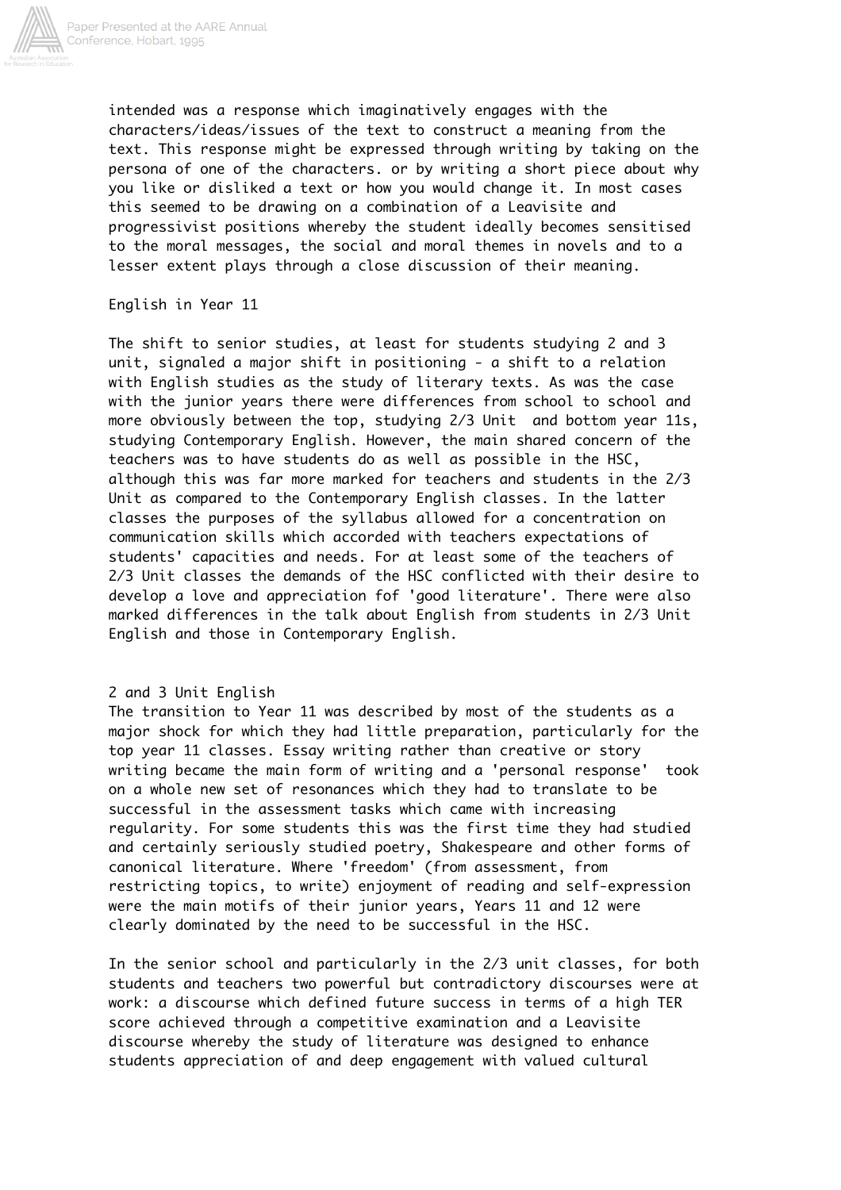intended was a response which imaginatively engages with the characters/ideas/issues of the text to construct a meaning from the text. This response might be expressed through writing by taking on the persona of one of the characters. or by writing a short piece about why you like or disliked a text or how you would change it. In most cases this seemed to be drawing on a combination of a Leavisite and progressivist positions whereby the student ideally becomes sensitised to the moral messages, the social and moral themes in novels and to a lesser extent plays through a close discussion of their meaning.

## English in Year 11

The shift to senior studies, at least for students studying 2 and 3 unit, signaled a major shift in positioning - a shift to a relation with English studies as the study of literary texts. As was the case with the junior years there were differences from school to school and more obviously between the top, studying 2/3 Unit and bottom year 11s, studying Contemporary English. However, the main shared concern of the teachers was to have students do as well as possible in the HSC, although this was far more marked for teachers and students in the 2/3 Unit as compared to the Contemporary English classes. In the latter classes the purposes of the syllabus allowed for a concentration on communication skills which accorded with teachers expectations of students' capacities and needs. For at least some of the teachers of 2/3 Unit classes the demands of the HSC conflicted with their desire to develop a love and appreciation fof 'good literature'. There were also marked differences in the talk about English from students in 2/3 Unit English and those in Contemporary English.

### 2 and 3 Unit English

The transition to Year 11 was described by most of the students as a major shock for which they had little preparation, particularly for the top year 11 classes. Essay writing rather than creative or story writing became the main form of writing and a 'personal response' took on a whole new set of resonances which they had to translate to be successful in the assessment tasks which came with increasing regularity. For some students this was the first time they had studied and certainly seriously studied poetry, Shakespeare and other forms of canonical literature. Where 'freedom' (from assessment, from restricting topics, to write) enjoyment of reading and self-expression were the main motifs of their junior years, Years 11 and 12 were clearly dominated by the need to be successful in the HSC.

In the senior school and particularly in the 2/3 unit classes, for both students and teachers two powerful but contradictory discourses were at work: a discourse which defined future success in terms of a high TER score achieved through a competitive examination and a Leavisite discourse whereby the study of literature was designed to enhance students appreciation of and deep engagement with valued cultural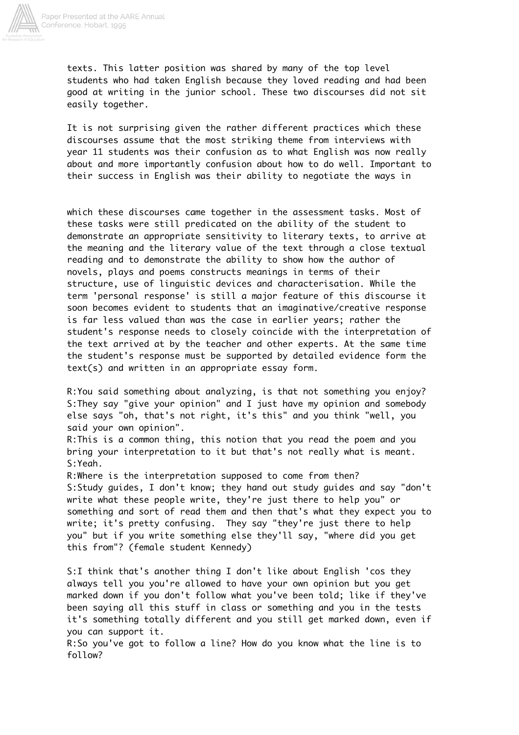texts. This latter position was shared by many of the top level students who had taken English because they loved reading and had been good at writing in the junior school. These two discourses did not sit easily together.

It is not surprising given the rather different practices which these discourses assume that the most striking theme from interviews with year 11 students was their confusion as to what English was now really about and more importantly confusion about how to do well. Important to their success in English was their ability to negotiate the ways in which these discourses came together in the assessment tasks. Most of these tasks were still predicated on the ability of the student to demonstrate an appropriate sensitivity to literary texts, to arrive at the meaning and the literary value of the text through a close textual reading and to demonstrate the ability to show how the author of novels, plays and poems constructs meanings in terms of their structure, use of linguistic devices and characterisation. While the term 'personal response' is still a major feature of this discourse it soon becomes evident to students that an imaginative/creative response is far less valued than was the case in earlier years; rather the student's response needs to closely coincide with the interpretation of the text arrived at by the teacher and other experts. At the same time the student's response must be supported by detailed evidence form the text(s) and written in an appropriate essay form.

R:You said something about analyzing, is that not something you enjoy?
S:They say "give your opinion" and I just have my opinion and somebody else says "oh, that's not right, it's this" and you think "well, you said your own opinion".
R:This is a common thing, this notion that you read the poem and you bring your interpretation to it but that's not really what is meant.
S:Yeah.
R:Where is the interpretation supposed to come from then?
S:Study guides, I don't know; they hand out study guides and say "don't write what these people write, they're just there to help you" or something and sort of read them and then that's what they expect you to write; it's pretty confusing. They say "they're just there to help you" but if you write something else they'll say, "where did you get this from"? (female student Kennedy)

S:I think that's another thing I don't like about English 'cos they always tell you you're allowed to have your own opinion but you get marked down if you don't follow what you've been told; like if they've been saying all this stuff in class or something and you in the tests it's something totally different and you still get marked down, even if you can support it.
R:So you've got to follow a line? How do you know what the line is to follow?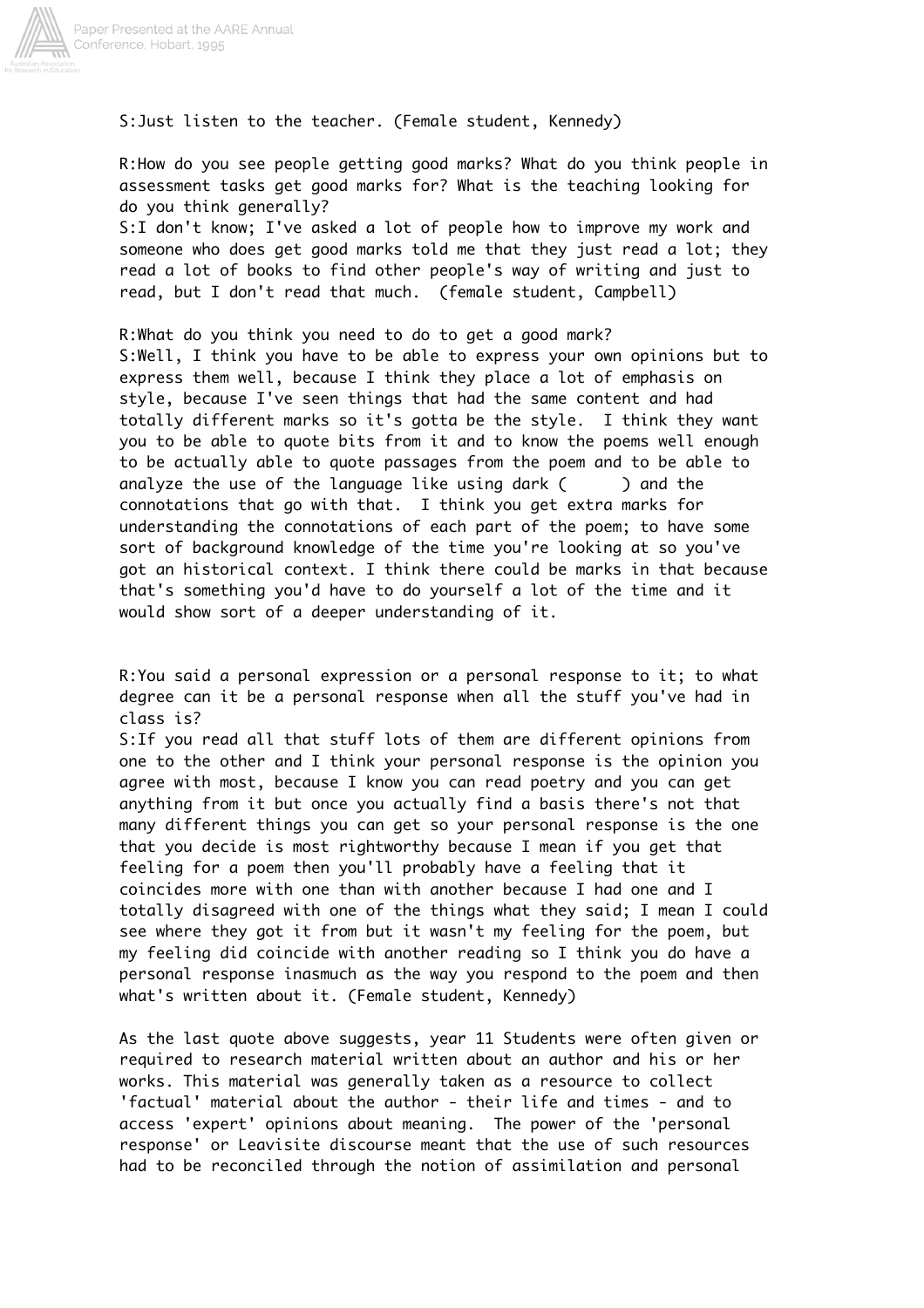S:Just listen to the teacher. (Female student, Kennedy)

R:How do you see people getting good marks? What do you think people in assessment tasks get good marks for? What is the teaching looking for do you think generally?
S:I don't know; I've asked a lot of people how to improve my work and someone who does get good marks told me that they just read a lot; they read a lot of books to find other people's way of writing and just to read, but I don't read that much. (female student, Campbell)

R:What do you think you need to do to get a good mark?
S:Well, I think you have to be able to express your own opinions but to express them well, because I think they place a lot of emphasis on style, because I've seen things that had the same content and had totally different marks so it's gotta be the style. I think they want you to be able to quote bits from it and to know the poems well enough to be actually able to quote passages from the poem and to be able to analyze the use of the language like using dark (      ) and the connotations that go with that. I think you get extra marks for understanding the connotations of each part of the poem; to have some sort of background knowledge of the time you're looking at so you've got an historical context. I think there could be marks in that because that's something you'd have to do yourself a lot of the time and it would show sort of a deeper understanding of it.

R:You said a personal expression or a personal response to it; to what degree can it be a personal response when all the stuff you've had in class is?
S:If you read all that stuff lots of them are different opinions from one to the other and I think your personal response is the opinion you agree with most, because I know you can read poetry and you can get anything from it but once you actually find a basis there's not that many different things you can get so your personal response is the one that you decide is most rightworthy because I mean if you get that feeling for a poem then you'll probably have a feeling that it coincides more with one than with another because I had one and I totally disagreed with one of the things what they said; I mean I could see where they got it from but it wasn't my feeling for the poem, but my feeling did coincide with another reading so I think you do have a personal response inasmuch as the way you respond to the poem and then what's written about it. (Female student, Kennedy)

As the last quote above suggests, year 11 Students were often given or required to research material written about an author and his or her works. This material was generally taken as a resource to collect 'factual' material about the author - their life and times - and to access 'expert' opinions about meaning. The power of the 'personal response' or Leavisite discourse meant that the use of such resources had to be reconciled through the notion of assimilation and personal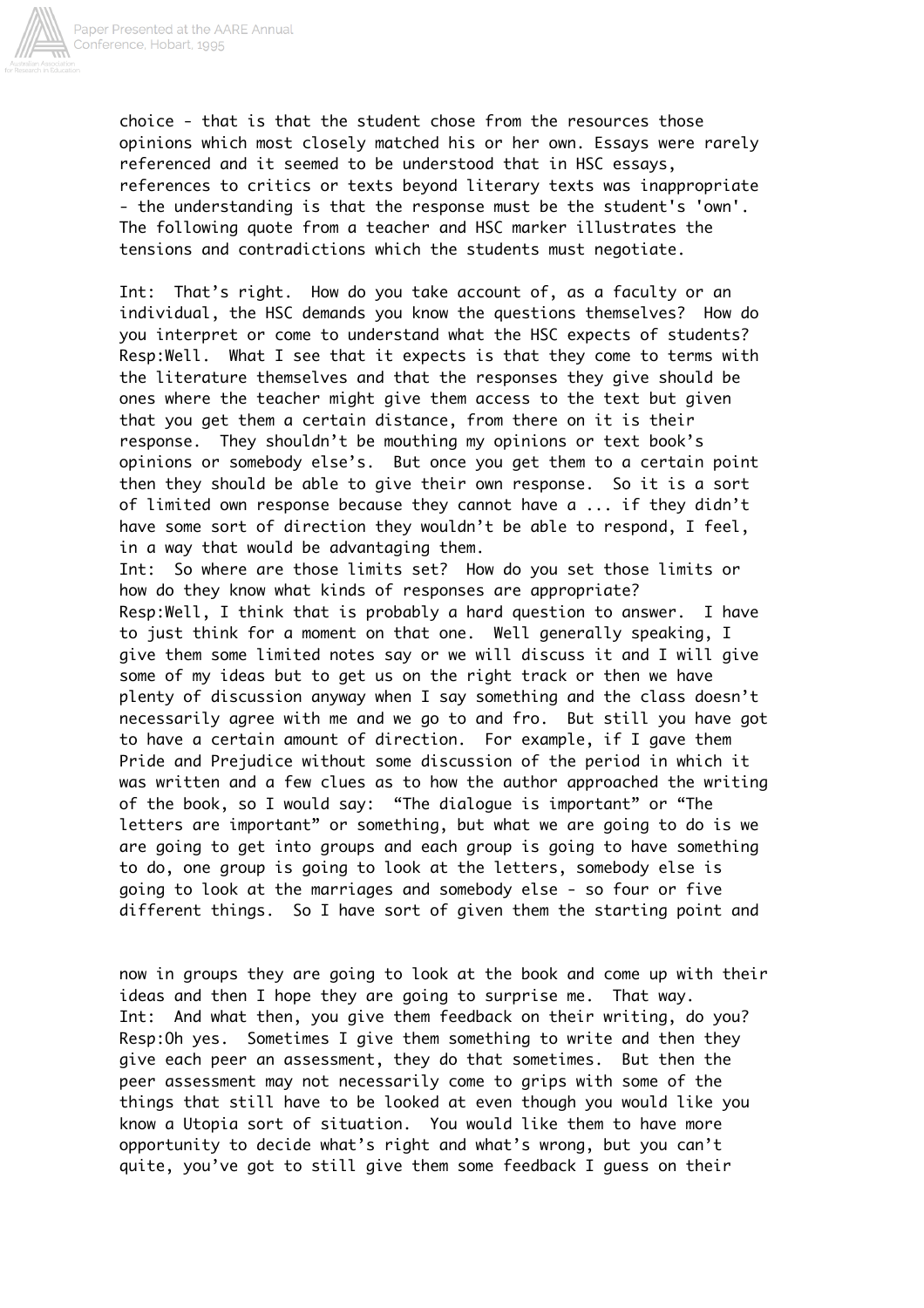choice - that is that the student chose from the resources those opinions which most closely matched his or her own. Essays were rarely referenced and it seemed to be understood that in HSC essays, references to critics or texts beyond literary texts was inappropriate - the understanding is that the response must be the student's 'own'. The following quote from a teacher and HSC marker illustrates the tensions and contradictions which the students must negotiate.

Int: That's right. How do you take account of, as a faculty or an individual, the HSC demands you know the questions themselves? How do you interpret or come to understand what the HSC expects of students?
Resp:Well. What I see that it expects is that they come to terms with the literature themselves and that the responses they give should be ones where the teacher might give them access to the text but given that you get them a certain distance, from there on it is their response. They shouldn't be mouthing my opinions or text book's opinions or somebody else's. But once you get them to a certain point then they should be able to give their own response. So it is a sort of limited own response because they cannot have a ... if they didn't have some sort of direction they wouldn't be able to respond, I feel, in a way that would be advantaging them.
Int: So where are those limits set? How do you set those limits or how do they know what kinds of responses are appropriate?
Resp:Well, I think that is probably a hard question to answer. I have to just think for a moment on that one. Well generally speaking, I give them some limited notes say or we will discuss it and I will give some of my ideas but to get us on the right track or then we have plenty of discussion anyway when I say something and the class doesn't necessarily agree with me and we go to and fro. But still you have got to have a certain amount of direction. For example, if I gave them Pride and Prejudice without some discussion of the period in which it was written and a few clues as to how the author approached the writing of the book, so I would say: "The dialogue is important" or "The letters are important" or something, but what we are going to do is we are going to get into groups and each group is going to have something to do, one group is going to look at the letters, somebody else is going to look at the marriages and somebody else - so four or five different things. So I have sort of given them the starting point and now in groups they are going to look at the book and come up with their ideas and then I hope they are going to surprise me. That way.
Int: And what then, you give them feedback on their writing, do you?
Resp:Oh yes. Sometimes I give them something to write and then they give each peer an assessment, they do that sometimes. But then the peer assessment may not necessarily come to grips with some of the things that still have to be looked at even though you would like you know a Utopia sort of situation. You would like them to have more opportunity to decide what's right and what's wrong, but you can't quite, you've got to still give them some feedback I guess on their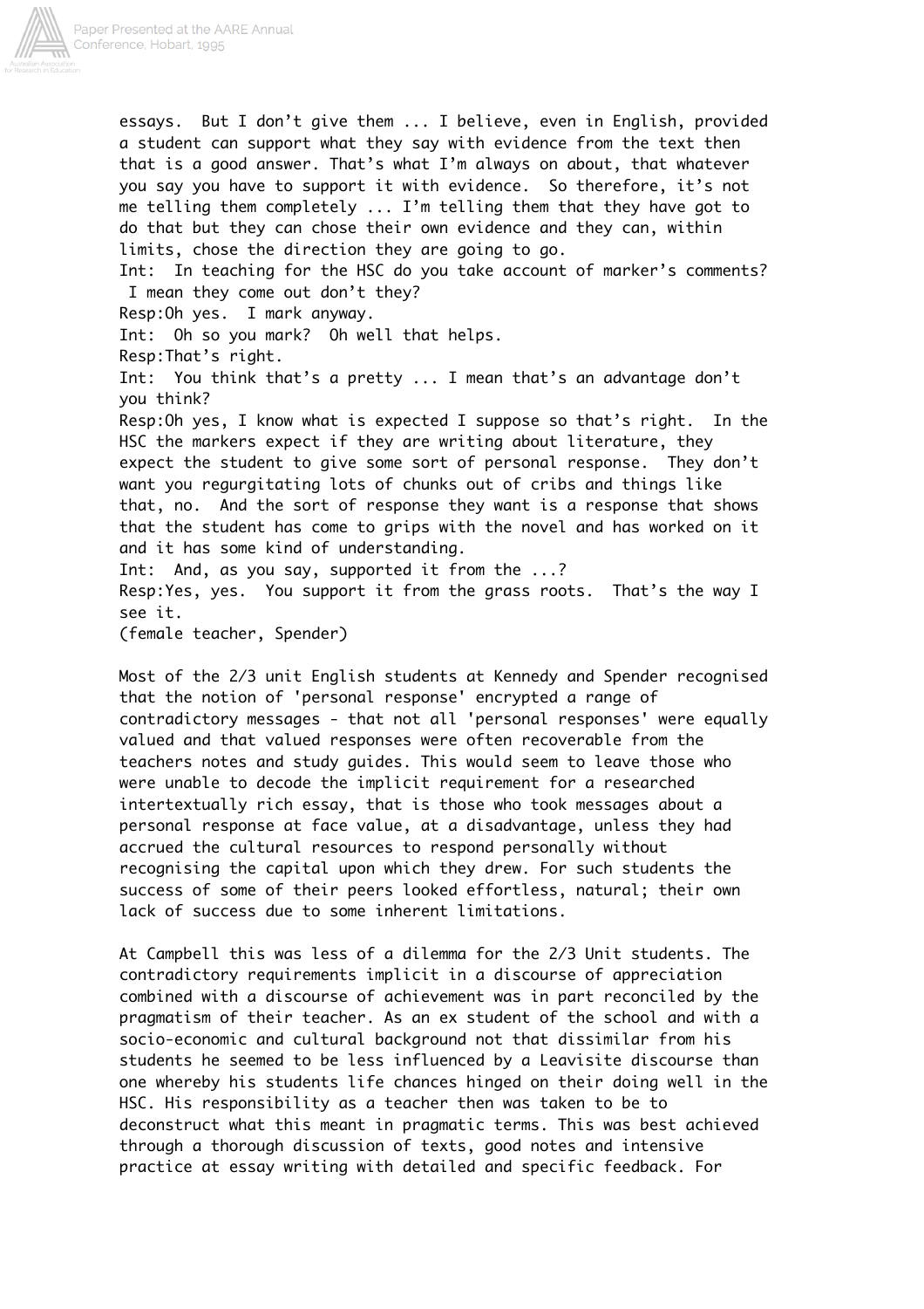essays. But I don't give them ... I believe, even in English, provided a student can support what they say with evidence from the text then that is a good answer. That's what I'm always on about, that whatever you say you have to support it with evidence. So therefore, it's not me telling them completely ... I'm telling them that they have got to do that but they can chose their own evidence and they can, within limits, chose the direction they are going to go.

Int: In teaching for the HSC do you take account of marker's comments? I mean they come out don't they?

Resp: Oh yes. I mark anyway.

Int: Oh so you mark? Oh well that helps.

Resp: That's right.

Int: You think that's a pretty ... I mean that's an advantage don't you think?

Resp: Oh yes, I know what is expected I suppose so that's right. In the HSC the markers expect if they are writing about literature, they expect the student to give some sort of personal response. They don't want you regurgitating lots of chunks out of cribs and things like that, no. And the sort of response they want is a response that shows that the student has come to grips with the novel and has worked on it and it has some kind of understanding.

Int: And, as you say, supported it from the ...?

Resp: Yes, yes. You support it from the grass roots. That's the way I see it.

(female teacher, Spender)

Most of the 2/3 unit English students at Kennedy and Spender recognised that the notion of 'personal response' encrypted a range of contradictory messages - that not all 'personal responses' were equally valued and that valued responses were often recoverable from the teachers notes and study guides. This would seem to leave those who were unable to decode the implicit requirement for a researched intertextually rich essay, that is those who took messages about a personal response at face value, at a disadvantage, unless they had accrued the cultural resources to respond personally without recognising the capital upon which they drew. For such students the success of some of their peers looked effortless, natural; their own lack of success due to some inherent limitations.

At Campbell this was less of a dilemma for the 2/3 Unit students. The contradictory requirements implicit in a discourse of appreciation combined with a discourse of achievement was in part reconciled by the pragmatism of their teacher. As an ex student of the school and with a socio-economic and cultural background not that dissimilar from his students he seemed to be less influenced by a Leavisite discourse than one whereby his students life chances hinged on their doing well in the HSC. His responsibility as a teacher then was taken to be to deconstruct what this meant in pragmatic terms. This was best achieved through a thorough discussion of texts, good notes and intensive practice at essay writing with detailed and specific feedback. For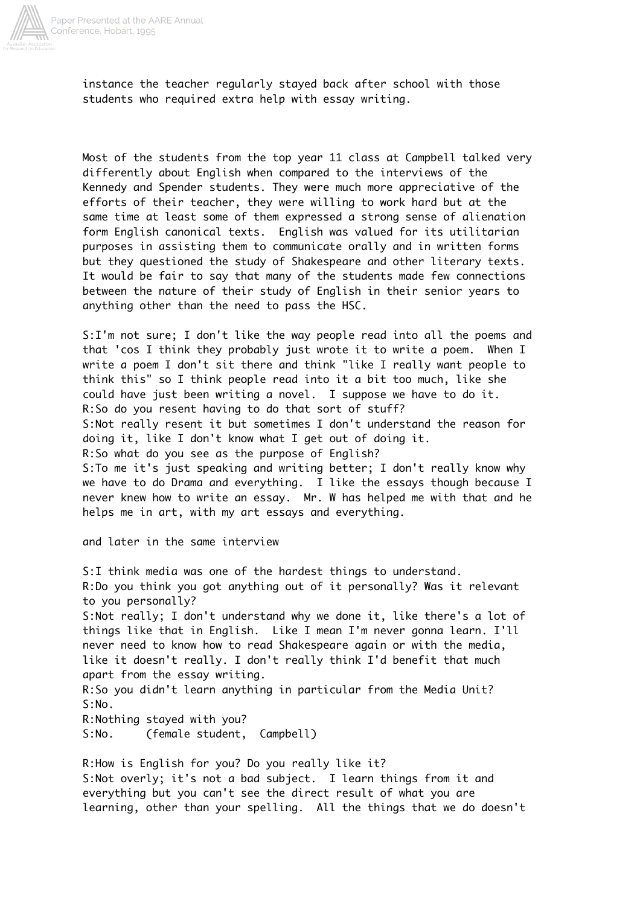instance the teacher regularly stayed back after school with those students who required extra help with essay writing.

Most of the students from the top year 11 class at Campbell talked very differently about English when compared to the interviews of the Kennedy and Spender students. They were much more appreciative of the efforts of their teacher, they were willing to work hard but at the same time at least some of them expressed a strong sense of alienation form English canonical texts. English was valued for its utilitarian purposes in assisting them to communicate orally and in written forms but they questioned the study of Shakespeare and other literary texts. It would be fair to say that many of the students made few connections between the nature of their study of English in their senior years to anything other than the need to pass the HSC.

S:I'm not sure; I don't like the way people read into all the poems and that 'cos I think they probably just wrote it to write a poem. When I write a poem I don't sit there and think "like I really want people to think this" so I think people read into it a bit too much, like she could have just been writing a novel. I suppose we have to do it.  
R:So do you resent having to do that sort of stuff?  
S:Not really resent it but sometimes I don't understand the reason for doing it, like I don't know what I get out of doing it.  
R:So what do you see as the purpose of English?  
S:To me it's just speaking and writing better; I don't really know why we have to do Drama and everything. I like the essays though because I never knew how to write an essay. Mr. W has helped me with that and he helps me in art, with my art essays and everything.

and later in the same interview

S:I think media was one of the hardest things to understand.  
R:Do you think you got anything out of it personally? Was it relevant to you personally?  
S:Not really; I don't understand why we done it, like there's a lot of things like that in English. Like I mean I'm never gonna learn. I'll never need to know how to read Shakespeare again or with the media, like it doesn't really. I don't really think I'd benefit that much apart from the essay writing.  
R:So you didn't learn anything in particular from the Media Unit?  
S:No.  
R:Nothing stayed with you?  
S:No. (female student, Campbell)

R:How is English for you? Do you really like it?  
S:Not overly; it's not a bad subject. I learn things from it and everything but you can't see the direct result of what you are learning, other than your spelling. All the things that we do doesn't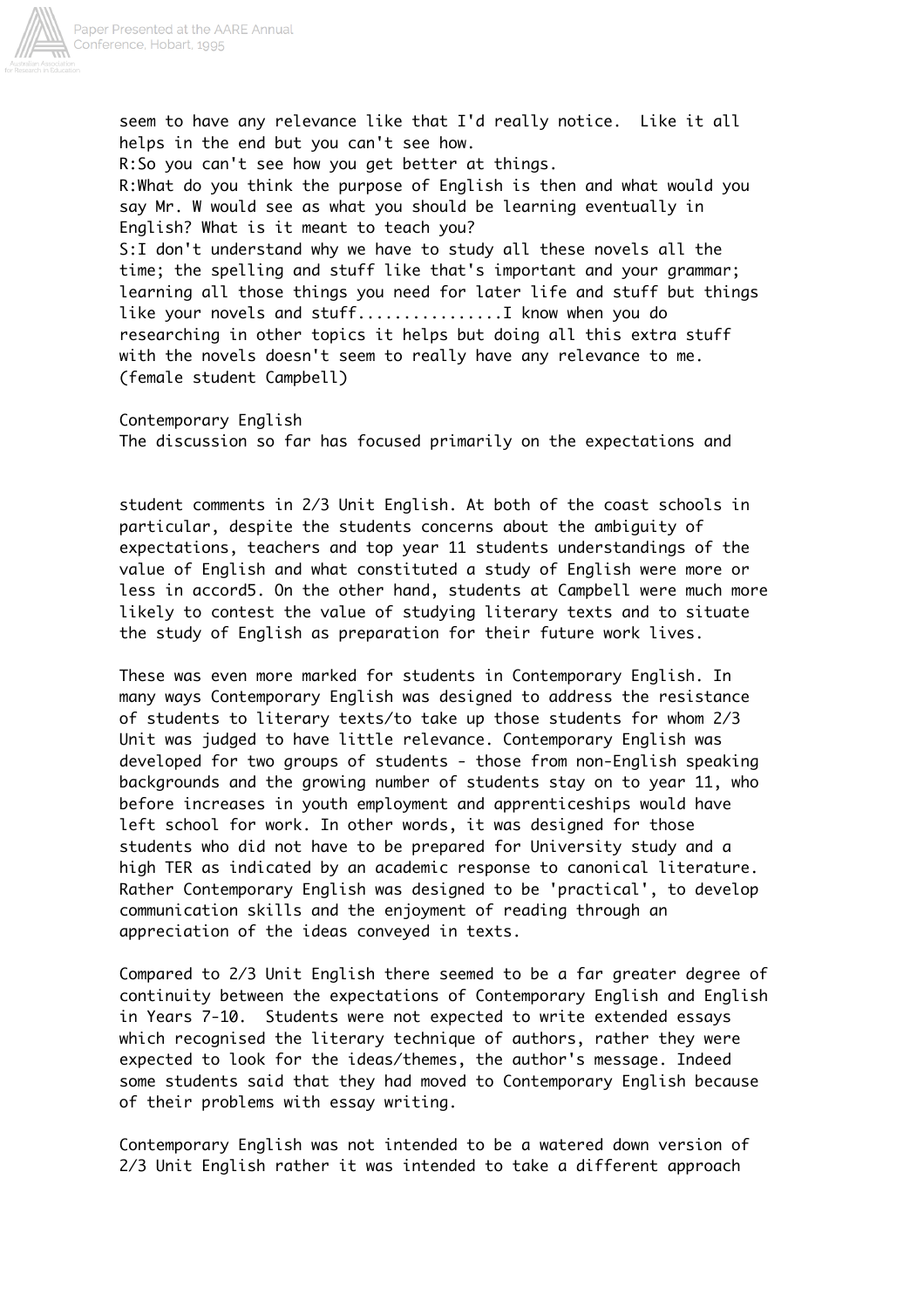seem to have any relevance like that I'd really notice. Like it all helps in the end but you can't see how.

R:So you can't see how you get better at things.

R:What do you think the purpose of English is then and what would you say Mr. W would see as what you should be learning eventually in English? What is it meant to teach you?

S:I don't understand why we have to study all these novels all the time; the spelling and stuff like that's important and your grammar; learning all those things you need for later life and stuff but things like your novels and stuff...............I know when you do researching in other topics it helps but doing all this extra stuff with the novels doesn't seem to really have any relevance to me. (female student Campbell)

## Contemporary English

The discussion so far has focused primarily on the expectations and student comments in 2/3 Unit English. At both of the coast schools in particular, despite the students concerns about the ambiguity of expectations, teachers and top year 11 students understandings of the value of English and what constituted a study of English were more or less in accord5. On the other hand, students at Campbell were much more likely to contest the value of studying literary texts and to situate the study of English as preparation for their future work lives.

These was even more marked for students in Contemporary English. In many ways Contemporary English was designed to address the resistance of students to literary texts/to take up those students for whom 2/3 Unit was judged to have little relevance. Contemporary English was developed for two groups of students - those from non-English speaking backgrounds and the growing number of students stay on to year 11, who before increases in youth employment and apprenticeships would have left school for work. In other words, it was designed for those students who did not have to be prepared for University study and a high TER as indicated by an academic response to canonical literature. Rather Contemporary English was designed to be 'practical', to develop communication skills and the enjoyment of reading through an appreciation of the ideas conveyed in texts.

Compared to 2/3 Unit English there seemed to be a far greater degree of continuity between the expectations of Contemporary English and English in Years 7-10. Students were not expected to write extended essays which recognised the literary technique of authors, rather they were expected to look for the ideas/themes, the author's message. Indeed some students said that they had moved to Contemporary English because of their problems with essay writing.

Contemporary English was not intended to be a watered down version of 2/3 Unit English rather it was intended to take a different approach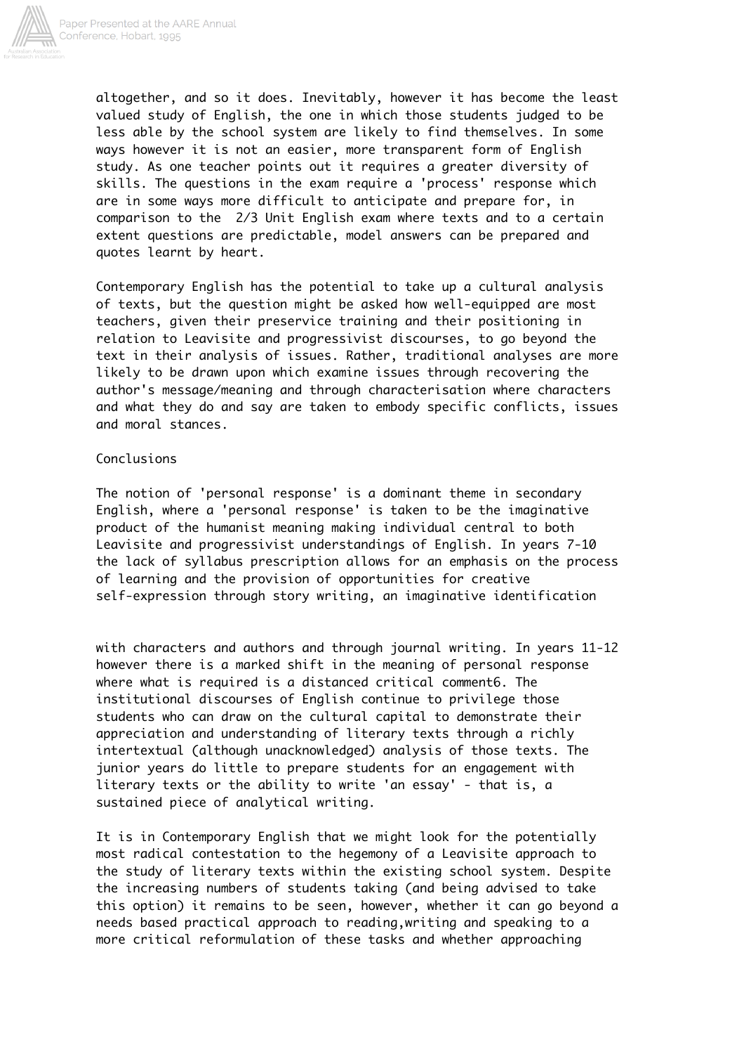altogether, and so it does. Inevitably, however it has become the least valued study of English, the one in which those students judged to be less able by the school system are likely to find themselves. In some ways however it is not an easier, more transparent form of English study. As one teacher points out it requires a greater diversity of skills. The questions in the exam require a 'process' response which are in some ways more difficult to anticipate and prepare for, in comparison to the 2/3 Unit English exam where texts and to a certain extent questions are predictable, model answers can be prepared and quotes learnt by heart.

Contemporary English has the potential to take up a cultural analysis of texts, but the question might be asked how well-equipped are most teachers, given their preservice training and their positioning in relation to Leavisite and progressivist discourses, to go beyond the text in their analysis of issues. Rather, traditional analyses are more likely to be drawn upon which examine issues through recovering the author's message/meaning and through characterisation where characters and what they do and say are taken to embody specific conflicts, issues and moral stances.

## Conclusions

The notion of 'personal response' is a dominant theme in secondary English, where a 'personal response' is taken to be the imaginative product of the humanist meaning making individual central to both Leavisite and progressivist understandings of English. In years 7-10 the lack of syllabus prescription allows for an emphasis on the process of learning and the provision of opportunities for creative self-expression through story writing, an imaginative identification with characters and authors and through journal writing. In years 11-12 however there is a marked shift in the meaning of personal response where what is required is a distanced critical comment[6]. The institutional discourses of English continue to privilege those students who can draw on the cultural capital to demonstrate their appreciation and understanding of literary texts through a richly intertextual (although unacknowledged) analysis of those texts. The junior years do little to prepare students for an engagement with literary texts or the ability to write 'an essay' - that is, a sustained piece of analytical writing.

It is in Contemporary English that we might look for the potentially most radical contestation to the hegemony of a Leavisite approach to the study of literary texts within the existing school system. Despite the increasing numbers of students taking (and being advised to take this option) it remains to be seen, however, whether it can go beyond a needs based practical approach to reading,writing and speaking to a more critical reformulation of these tasks and whether approaching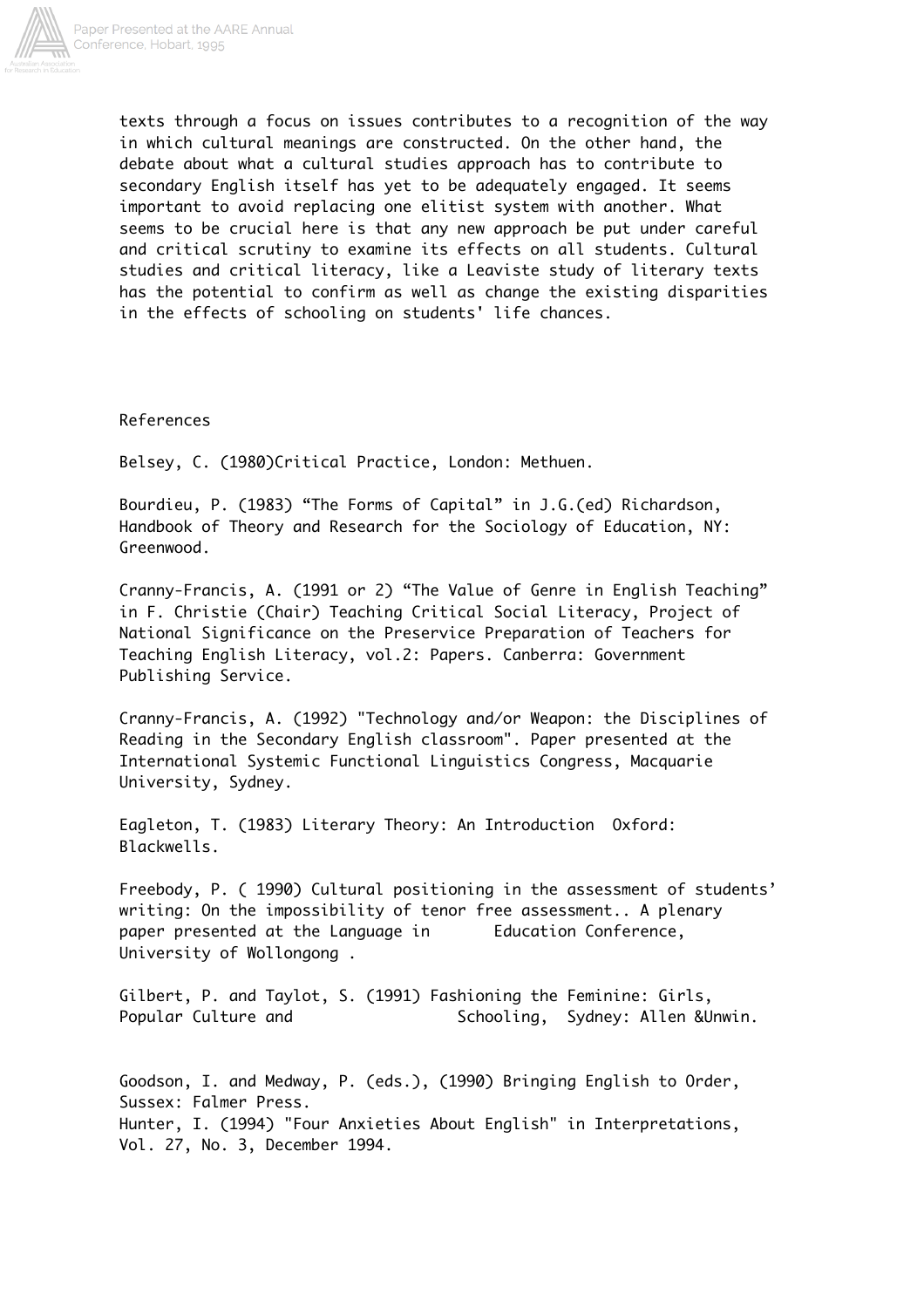texts through a focus on issues contributes to a recognition of the way in which cultural meanings are constructed. On the other hand, the debate about what a cultural studies approach has to contribute to secondary English itself has yet to be adequately engaged. It seems important to avoid replacing one elitist system with another. What seems to be crucial here is that any new approach be put under careful and critical scrutiny to examine its effects on all students. Cultural studies and critical literacy, like a Leaviste study of literary texts has the potential to confirm as well as change the existing disparities in the effects of schooling on students' life chances.

## References

Belsey, C. (1980)Critical Practice, London: Methuen.

Bourdieu, P. (1983) "The Forms of Capital" in J.G.(ed) Richardson, Handbook of Theory and Research for the Sociology of Education, NY: Greenwood.

Cranny-Francis, A. (1991 or 2) "The Value of Genre in English Teaching" in F. Christie (Chair) Teaching Critical Social Literacy, Project of National Significance on the Preservice Preparation of Teachers for Teaching English Literacy, vol.2: Papers. Canberra: Government Publishing Service.

Cranny-Francis, A. (1992) "Technology and/or Weapon: the Disciplines of Reading in the Secondary English classroom". Paper presented at the International Systemic Functional Linguistics Congress, Macquarie University, Sydney.

Eagleton, T. (1983) Literary Theory: An Introduction Oxford: Blackwells.

Freebody, P. ( 1990) Cultural positioning in the assessment of students' writing: On the impossibility of tenor free assessment.. A plenary paper presented at the Language in Education Conference, University of Wollongong .

Gilbert, P. and Taylot, S. (1991) Fashioning the Feminine: Girls, Popular Culture and Schooling, Sydney: Allen &Unwin.

Goodson, I. and Medway, P. (eds.), (1990) Bringing English to Order, Sussex: Falmer Press.

Hunter, I. (1994) "Four Anxieties About English" in Interpretations, Vol. 27, No. 3, December 1994.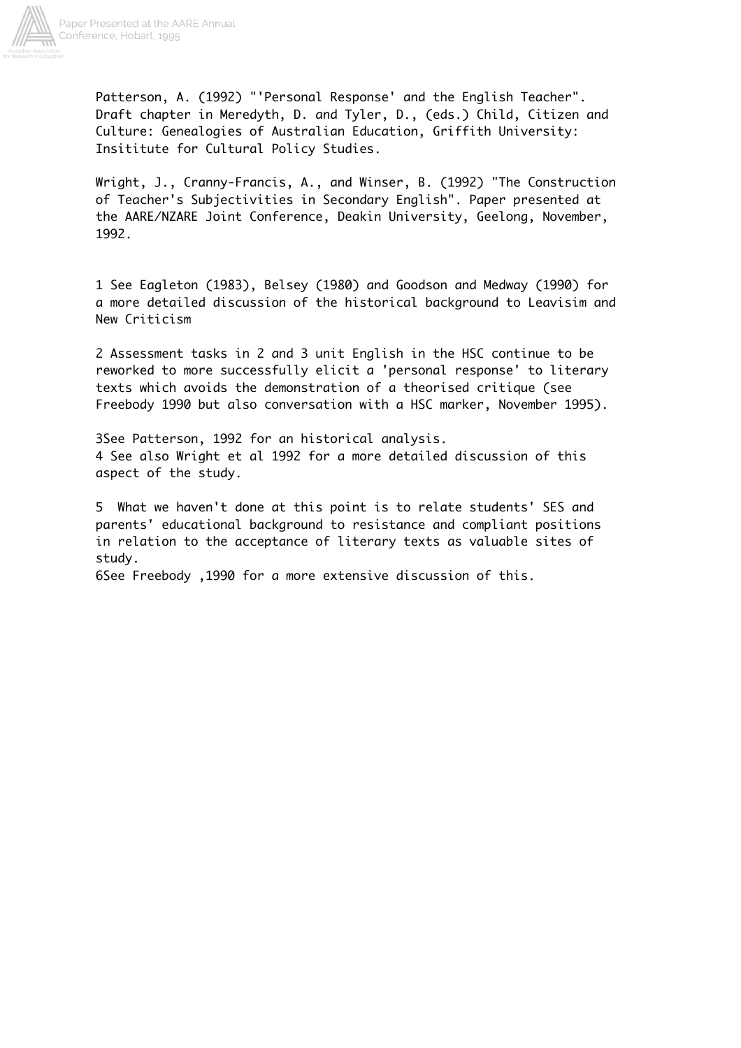Patterson, A. (1992) "'Personal Response' and the English Teacher". Draft chapter in Meredyth, D. and Tyler, D., (eds.) Child, Citizen and Culture: Genealogies of Australian Education, Griffith University: Insititute for Cultural Policy Studies.

Wright, J., Cranny-Francis, A., and Winser, B. (1992) "The Construction of Teacher's Subjectivities in Secondary English". Paper presented at the AARE/NZARE Joint Conference, Deakin University, Geelong, November, 1992.

1 See Eagleton (1983), Belsey (1980) and Goodson and Medway (1990) for a more detailed discussion of the historical background to Leavisim and New Criticism

2 Assessment tasks in 2 and 3 unit English in the HSC continue to be reworked to more successfully elicit a 'personal response' to literary texts which avoids the demonstration of a theorised critique (see Freebody 1990 but also conversation with a HSC marker, November 1995).

3See Patterson, 1992 for an historical analysis.

4 See also Wright et al 1992 for a more detailed discussion of this aspect of the study.

5 What we haven't done at this point is to relate students' SES and parents' educational background to resistance and compliant positions in relation to the acceptance of literary texts as valuable sites of study.

6See Freebody ,1990 for a more extensive discussion of this.